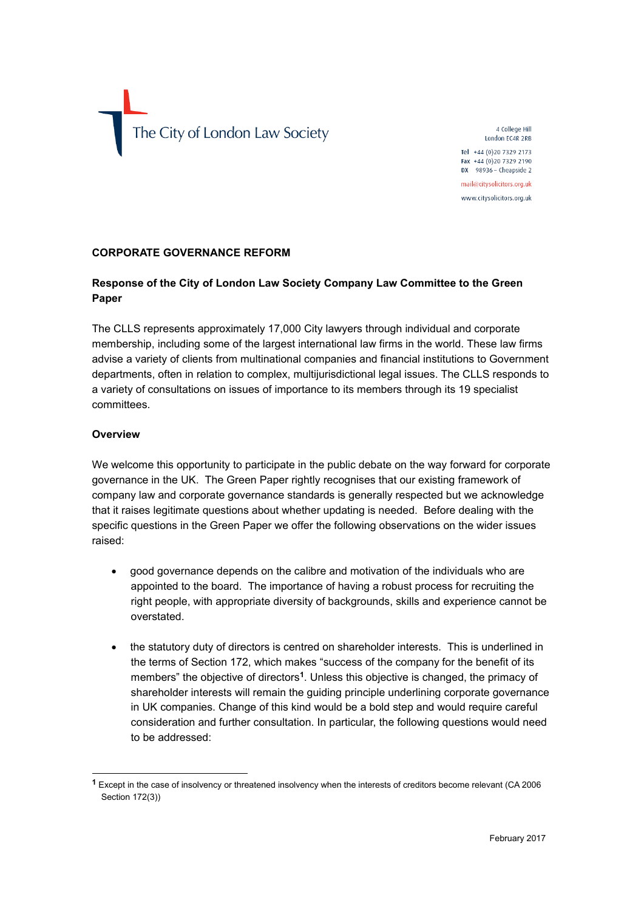The City of London Law Society

4 College Hill
London EC4R 2RB

Tel +44 (0)20 7329 2173
Fax +44 (0)20 7329 2190
DX 98936 – Cheapside 2

mail@citysolicitors.org.uk

www.citysolicitors.org.uk

**CORPORATE GOVERNANCE REFORM**

**Response of the City of London Law Society Company Law Committee to the Green Paper**

The CLLS represents approximately 17,000 City lawyers through individual and corporate membership, including some of the largest international law firms in the world. These law firms advise a variety of clients from multinational companies and financial institutions to Government departments, often in relation to complex, multijurisdictional legal issues. The CLLS responds to a variety of consultations on issues of importance to its members through its 19 specialist committees.

**Overview**

We welcome this opportunity to participate in the public debate on the way forward for corporate governance in the UK. The Green Paper rightly recognises that our existing framework of company law and corporate governance standards is generally respected but we acknowledge that it raises legitimate questions about whether updating is needed. Before dealing with the specific questions in the Green Paper we offer the following observations on the wider issues raised:

- good governance depends on the calibre and motivation of the individuals who are appointed to the board. The importance of having a robust process for recruiting the right people, with appropriate diversity of backgrounds, skills and experience cannot be overstated.

- the statutory duty of directors is centred on shareholder interests. This is underlined in the terms of Section 172, which makes "success of the company for the benefit of its members" the objective of directors[1]. Unless this objective is changed, the primacy of shareholder interests will remain the guiding principle underlining corporate governance in UK companies. Change of this kind would be a bold step and would require careful consideration and further consultation. In particular, the following questions would need to be addressed:

[1] Except in the case of insolvency or threatened insolvency when the interests of creditors become relevant (CA 2006 Section 172(3))

February 2017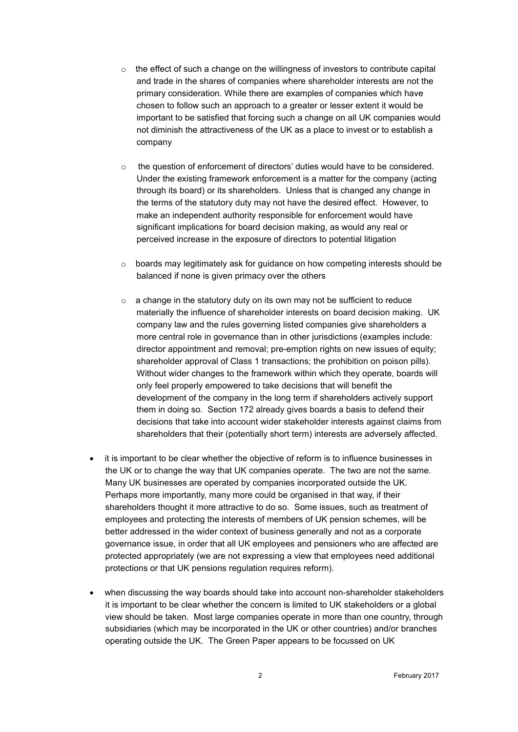- the effect of such a change on the willingness of investors to contribute capital and trade in the shares of companies where shareholder interests are not the primary consideration. While there are examples of companies which have chosen to follow such an approach to a greater or lesser extent it would be important to be satisfied that forcing such a change on all UK companies would not diminish the attractiveness of the UK as a place to invest or to establish a company

- the question of enforcement of directors' duties would have to be considered. Under the existing framework enforcement is a matter for the company (acting through its board) or its shareholders. Unless that is changed any change in the terms of the statutory duty may not have the desired effect. However, to make an independent authority responsible for enforcement would have significant implications for board decision making, as would any real or perceived increase in the exposure of directors to potential litigation

- boards may legitimately ask for guidance on how competing interests should be balanced if none is given primacy over the others

- a change in the statutory duty on its own may not be sufficient to reduce materially the influence of shareholder interests on board decision making. UK company law and the rules governing listed companies give shareholders a more central role in governance than in other jurisdictions (examples include: director appointment and removal; pre-emption rights on new issues of equity; shareholder approval of Class 1 transactions; the prohibition on poison pills). Without wider changes to the framework within which they operate, boards will only feel properly empowered to take decisions that will benefit the development of the company in the long term if shareholders actively support them in doing so. Section 172 already gives boards a basis to defend their decisions that take into account wider stakeholder interests against claims from shareholders that their (potentially short term) interests are adversely affected.

- it is important to be clear whether the objective of reform is to influence businesses in the UK or to change the way that UK companies operate. The two are not the same. Many UK businesses are operated by companies incorporated outside the UK. Perhaps more importantly, many more could be organised in that way, if their shareholders thought it more attractive to do so. Some issues, such as treatment of employees and protecting the interests of members of UK pension schemes, will be better addressed in the wider context of business generally and not as a corporate governance issue, in order that all UK employees and pensioners who are affected are protected appropriately (we are not expressing a view that employees need additional protections or that UK pensions regulation requires reform).

- when discussing the way boards should take into account non-shareholder stakeholders it is important to be clear whether the concern is limited to UK stakeholders or a global view should be taken. Most large companies operate in more than one country, through subsidiaries (which may be incorporated in the UK or other countries) and/or branches operating outside the UK. The Green Paper appears to be focussed on UK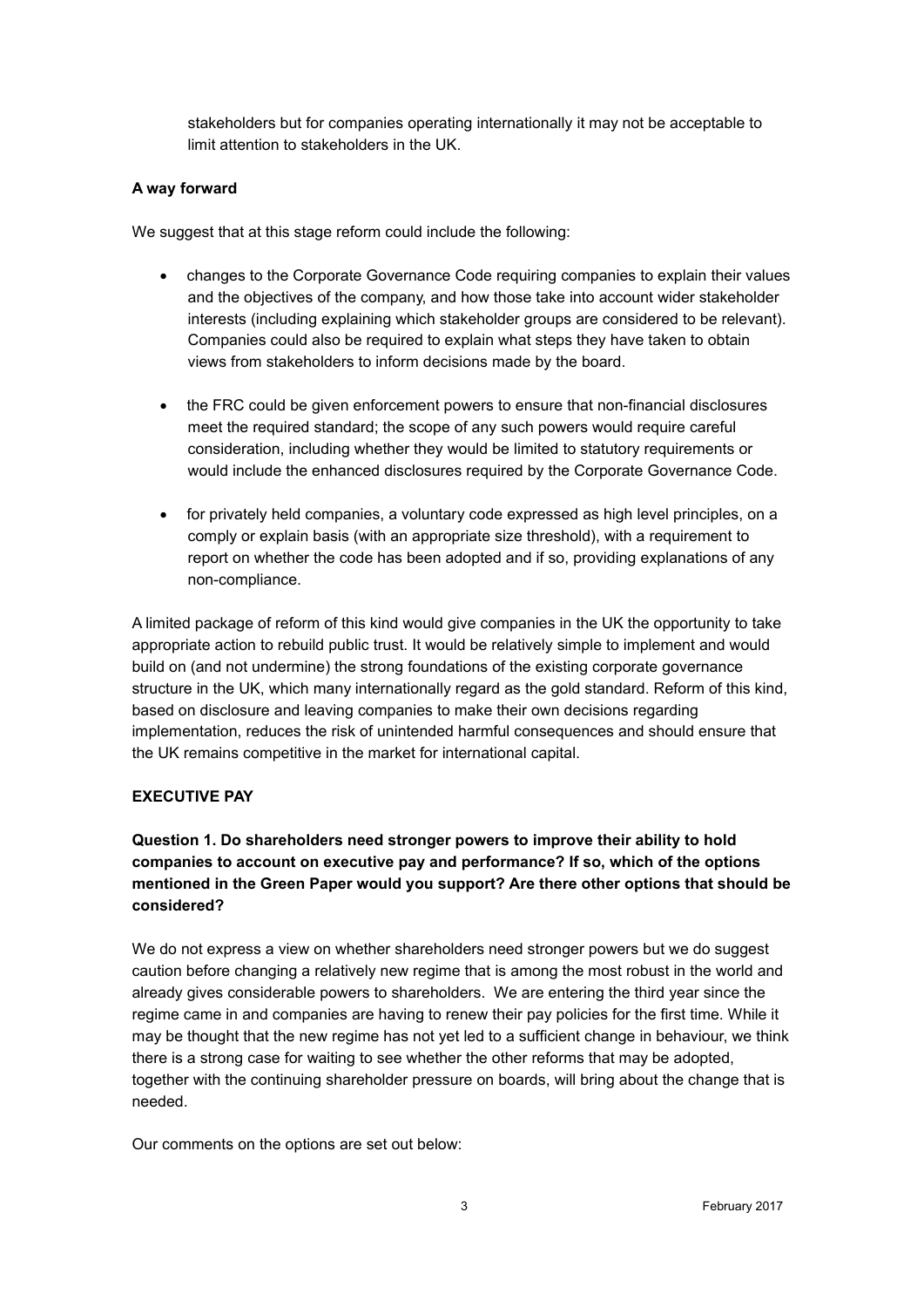stakeholders but for companies operating internationally it may not be acceptable to limit attention to stakeholders in the UK.

**A way forward**

We suggest that at this stage reform could include the following:

- changes to the Corporate Governance Code requiring companies to explain their values and the objectives of the company, and how those take into account wider stakeholder interests (including explaining which stakeholder groups are considered to be relevant). Companies could also be required to explain what steps they have taken to obtain views from stakeholders to inform decisions made by the board.

- the FRC could be given enforcement powers to ensure that non-financial disclosures meet the required standard; the scope of any such powers would require careful consideration, including whether they would be limited to statutory requirements or would include the enhanced disclosures required by the Corporate Governance Code.

- for privately held companies, a voluntary code expressed as high level principles, on a comply or explain basis (with an appropriate size threshold), with a requirement to report on whether the code has been adopted and if so, providing explanations of any non-compliance.

A limited package of reform of this kind would give companies in the UK the opportunity to take appropriate action to rebuild public trust. It would be relatively simple to implement and would build on (and not undermine) the strong foundations of the existing corporate governance structure in the UK, which many internationally regard as the gold standard. Reform of this kind, based on disclosure and leaving companies to make their own decisions regarding implementation, reduces the risk of unintended harmful consequences and should ensure that the UK remains competitive in the market for international capital.

## EXECUTIVE PAY

**Question 1. Do shareholders need stronger powers to improve their ability to hold companies to account on executive pay and performance? If so, which of the options mentioned in the Green Paper would you support? Are there other options that should be considered?**

We do not express a view on whether shareholders need stronger powers but we do suggest caution before changing a relatively new regime that is among the most robust in the world and already gives considerable powers to shareholders. We are entering the third year since the regime came in and companies are having to renew their pay policies for the first time. While it may be thought that the new regime has not yet led to a sufficient change in behaviour, we think there is a strong case for waiting to see whether the other reforms that may be adopted, together with the continuing shareholder pressure on boards, will bring about the change that is needed.

Our comments on the options are set out below: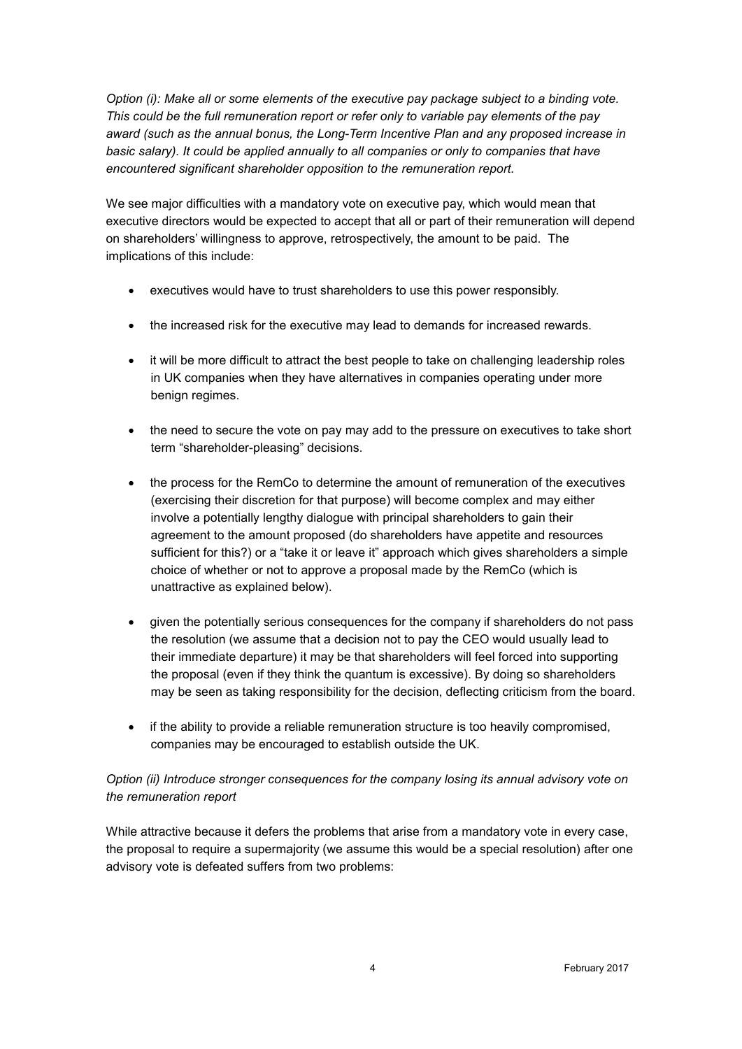*Option (i): Make all or some elements of the executive pay package subject to a binding vote. This could be the full remuneration report or refer only to variable pay elements of the pay award (such as the annual bonus, the Long-Term Incentive Plan and any proposed increase in basic salary). It could be applied annually to all companies or only to companies that have encountered significant shareholder opposition to the remuneration report.*

We see major difficulties with a mandatory vote on executive pay, which would mean that executive directors would be expected to accept that all or part of their remuneration will depend on shareholders' willingness to approve, retrospectively, the amount to be paid. The implications of this include:

- executives would have to trust shareholders to use this power responsibly.
- the increased risk for the executive may lead to demands for increased rewards.
- it will be more difficult to attract the best people to take on challenging leadership roles in UK companies when they have alternatives in companies operating under more benign regimes.
- the need to secure the vote on pay may add to the pressure on executives to take short term "shareholder-pleasing" decisions.
- the process for the RemCo to determine the amount of remuneration of the executives (exercising their discretion for that purpose) will become complex and may either involve a potentially lengthy dialogue with principal shareholders to gain their agreement to the amount proposed (do shareholders have appetite and resources sufficient for this?) or a "take it or leave it" approach which gives shareholders a simple choice of whether or not to approve a proposal made by the RemCo (which is unattractive as explained below).
- given the potentially serious consequences for the company if shareholders do not pass the resolution (we assume that a decision not to pay the CEO would usually lead to their immediate departure) it may be that shareholders will feel forced into supporting the proposal (even if they think the quantum is excessive). By doing so shareholders may be seen as taking responsibility for the decision, deflecting criticism from the board.
- if the ability to provide a reliable remuneration structure is too heavily compromised, companies may be encouraged to establish outside the UK.

*Option (ii) Introduce stronger consequences for the company losing its annual advisory vote on the remuneration report*

While attractive because it defers the problems that arise from a mandatory vote in every case, the proposal to require a supermajority (we assume this would be a special resolution) after one advisory vote is defeated suffers from two problems: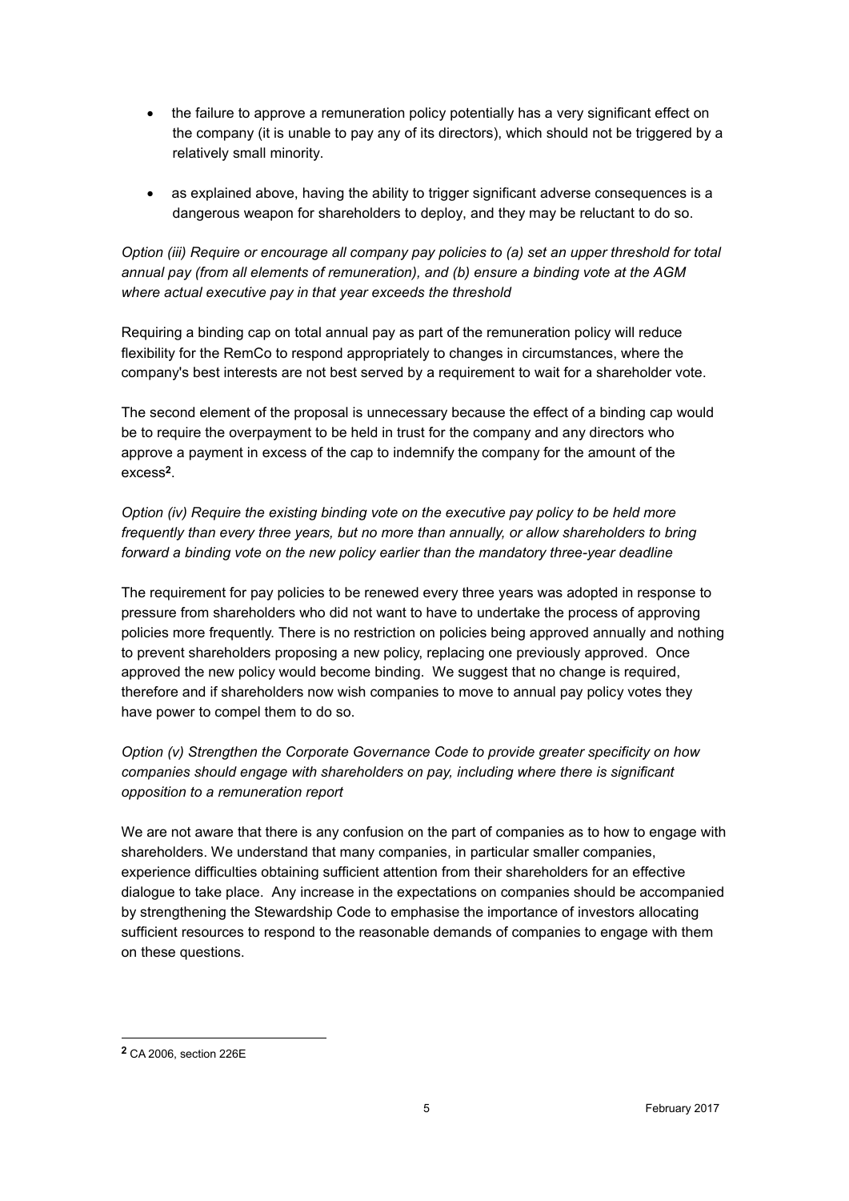- the failure to approve a remuneration policy potentially has a very significant effect on the company (it is unable to pay any of its directors), which should not be triggered by a relatively small minority.

- as explained above, having the ability to trigger significant adverse consequences is a dangerous weapon for shareholders to deploy, and they may be reluctant to do so.

*Option (iii) Require or encourage all company pay policies to (a) set an upper threshold for total annual pay (from all elements of remuneration), and (b) ensure a binding vote at the AGM where actual executive pay in that year exceeds the threshold*

Requiring a binding cap on total annual pay as part of the remuneration policy will reduce flexibility for the RemCo to respond appropriately to changes in circumstances, where the company's best interests are not best served by a requirement to wait for a shareholder vote.

The second element of the proposal is unnecessary because the effect of a binding cap would be to require the overpayment to be held in trust for the company and any directors who approve a payment in excess of the cap to indemnify the company for the amount of the excess[2].

*Option (iv) Require the existing binding vote on the executive pay policy to be held more frequently than every three years, but no more than annually, or allow shareholders to bring forward a binding vote on the new policy earlier than the mandatory three-year deadline*

The requirement for pay policies to be renewed every three years was adopted in response to pressure from shareholders who did not want to have to undertake the process of approving policies more frequently. There is no restriction on policies being approved annually and nothing to prevent shareholders proposing a new policy, replacing one previously approved. Once approved the new policy would become binding. We suggest that no change is required, therefore and if shareholders now wish companies to move to annual pay policy votes they have power to compel them to do so.

*Option (v) Strengthen the Corporate Governance Code to provide greater specificity on how companies should engage with shareholders on pay, including where there is significant opposition to a remuneration report*

We are not aware that there is any confusion on the part of companies as to how to engage with shareholders. We understand that many companies, in particular smaller companies, experience difficulties obtaining sufficient attention from their shareholders for an effective dialogue to take place. Any increase in the expectations on companies should be accompanied by strengthening the Stewardship Code to emphasise the importance of investors allocating sufficient resources to respond to the reasonable demands of companies to engage with them on these questions.

---

[2] CA 2006, section 226E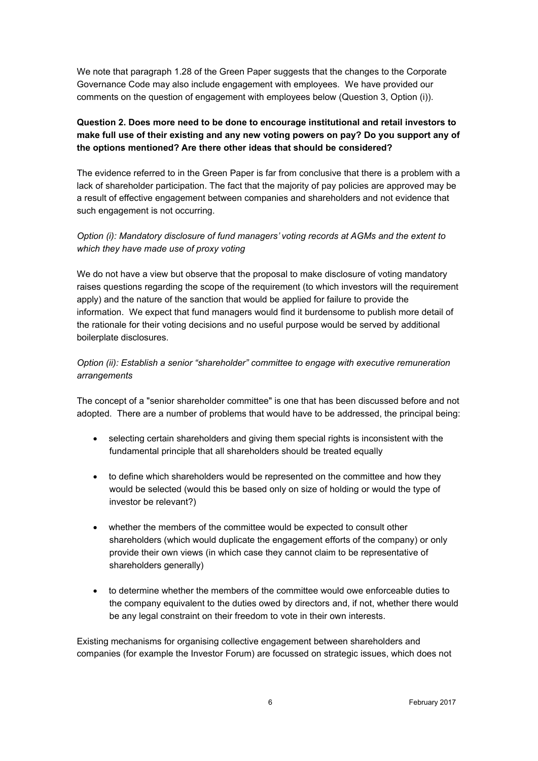We note that paragraph 1.28 of the Green Paper suggests that the changes to the Corporate Governance Code may also include engagement with employees. We have provided our comments on the question of engagement with employees below (Question 3, Option (i)).

**Question 2. Does more need to be done to encourage institutional and retail investors to make full use of their existing and any new voting powers on pay? Do you support any of the options mentioned? Are there other ideas that should be considered?**

The evidence referred to in the Green Paper is far from conclusive that there is a problem with a lack of shareholder participation. The fact that the majority of pay policies are approved may be a result of effective engagement between companies and shareholders and not evidence that such engagement is not occurring.

*Option (i): Mandatory disclosure of fund managers' voting records at AGMs and the extent to which they have made use of proxy voting*

We do not have a view but observe that the proposal to make disclosure of voting mandatory raises questions regarding the scope of the requirement (to which investors will the requirement apply) and the nature of the sanction that would be applied for failure to provide the information. We expect that fund managers would find it burdensome to publish more detail of the rationale for their voting decisions and no useful purpose would be served by additional boilerplate disclosures.

*Option (ii): Establish a senior "shareholder" committee to engage with executive remuneration arrangements*

The concept of a "senior shareholder committee" is one that has been discussed before and not adopted. There are a number of problems that would have to be addressed, the principal being:

- selecting certain shareholders and giving them special rights is inconsistent with the fundamental principle that all shareholders should be treated equally
- to define which shareholders would be represented on the committee and how they would be selected (would this be based only on size of holding or would the type of investor be relevant?)
- whether the members of the committee would be expected to consult other shareholders (which would duplicate the engagement efforts of the company) or only provide their own views (in which case they cannot claim to be representative of shareholders generally)
- to determine whether the members of the committee would owe enforceable duties to the company equivalent to the duties owed by directors and, if not, whether there would be any legal constraint on their freedom to vote in their own interests.

Existing mechanisms for organising collective engagement between shareholders and companies (for example the Investor Forum) are focussed on strategic issues, which does not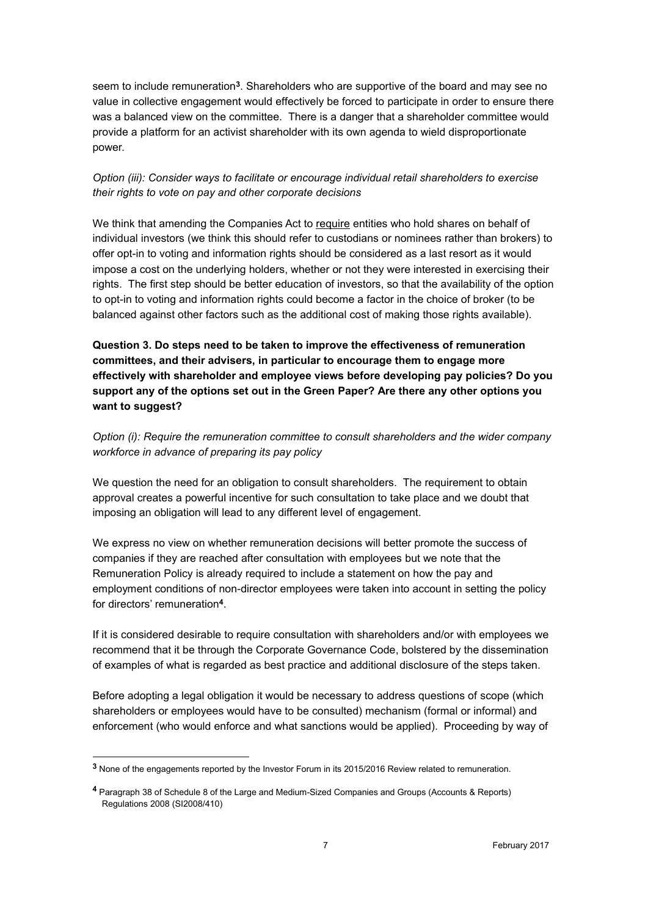seem to include remuneration[3]. Shareholders who are supportive of the board and may see no value in collective engagement would effectively be forced to participate in order to ensure there was a balanced view on the committee. There is a danger that a shareholder committee would provide a platform for an activist shareholder with its own agenda to wield disproportionate power.

*Option (iii): Consider ways to facilitate or encourage individual retail shareholders to exercise their rights to vote on pay and other corporate decisions*

We think that amending the Companies Act to require entities who hold shares on behalf of individual investors (we think this should refer to custodians or nominees rather than brokers) to offer opt-in to voting and information rights should be considered as a last resort as it would impose a cost on the underlying holders, whether or not they were interested in exercising their rights. The first step should be better education of investors, so that the availability of the option to opt-in to voting and information rights could become a factor in the choice of broker (to be balanced against other factors such as the additional cost of making those rights available).

**Question 3. Do steps need to be taken to improve the effectiveness of remuneration committees, and their advisers, in particular to encourage them to engage more effectively with shareholder and employee views before developing pay policies? Do you support any of the options set out in the Green Paper? Are there any other options you want to suggest?**

*Option (i): Require the remuneration committee to consult shareholders and the wider company workforce in advance of preparing its pay policy*

We question the need for an obligation to consult shareholders. The requirement to obtain approval creates a powerful incentive for such consultation to take place and we doubt that imposing an obligation will lead to any different level of engagement.

We express no view on whether remuneration decisions will better promote the success of companies if they are reached after consultation with employees but we note that the Remuneration Policy is already required to include a statement on how the pay and employment conditions of non-director employees were taken into account in setting the policy for directors' remuneration[4].

If it is considered desirable to require consultation with shareholders and/or with employees we recommend that it be through the Corporate Governance Code, bolstered by the dissemination of examples of what is regarded as best practice and additional disclosure of the steps taken.

Before adopting a legal obligation it would be necessary to address questions of scope (which shareholders or employees would have to be consulted) mechanism (formal or informal) and enforcement (who would enforce and what sanctions would be applied). Proceeding by way of

---

[3] None of the engagements reported by the Investor Forum in its 2015/2016 Review related to remuneration.

[4] Paragraph 38 of Schedule 8 of the Large and Medium-Sized Companies and Groups (Accounts & Reports) Regulations 2008 (SI2008/410)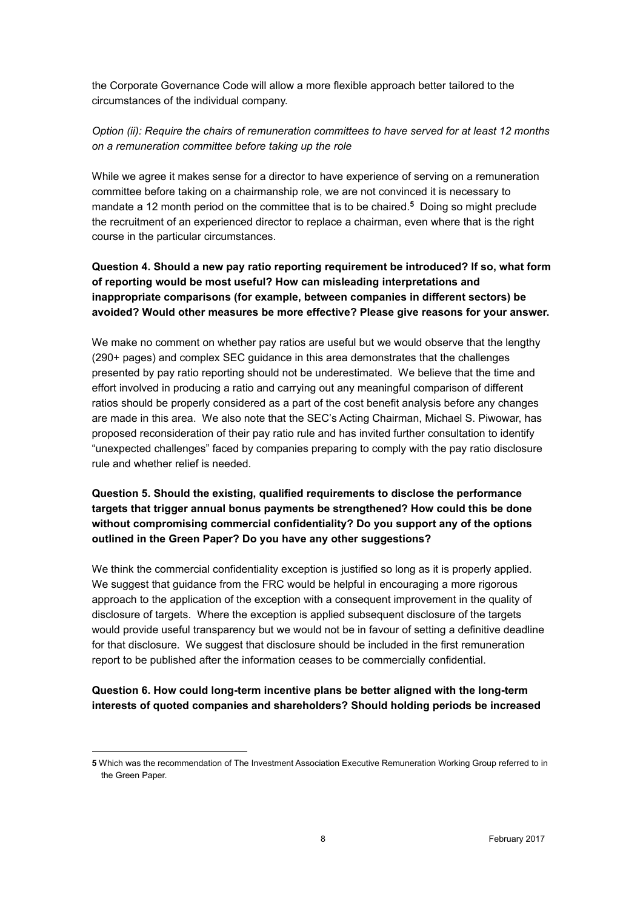the Corporate Governance Code will allow a more flexible approach better tailored to the circumstances of the individual company.

*Option (ii): Require the chairs of remuneration committees to have served for at least 12 months on a remuneration committee before taking up the role*

While we agree it makes sense for a director to have experience of serving on a remuneration committee before taking on a chairmanship role, we are not convinced it is necessary to mandate a 12 month period on the committee that is to be chaired.[5] Doing so might preclude the recruitment of an experienced director to replace a chairman, even where that is the right course in the particular circumstances.

**Question 4. Should a new pay ratio reporting requirement be introduced? If so, what form of reporting would be most useful? How can misleading interpretations and inappropriate comparisons (for example, between companies in different sectors) be avoided? Would other measures be more effective? Please give reasons for your answer.**

We make no comment on whether pay ratios are useful but we would observe that the lengthy (290+ pages) and complex SEC guidance in this area demonstrates that the challenges presented by pay ratio reporting should not be underestimated. We believe that the time and effort involved in producing a ratio and carrying out any meaningful comparison of different ratios should be properly considered as a part of the cost benefit analysis before any changes are made in this area. We also note that the SEC's Acting Chairman, Michael S. Piwowar, has proposed reconsideration of their pay ratio rule and has invited further consultation to identify "unexpected challenges" faced by companies preparing to comply with the pay ratio disclosure rule and whether relief is needed.

**Question 5. Should the existing, qualified requirements to disclose the performance targets that trigger annual bonus payments be strengthened? How could this be done without compromising commercial confidentiality? Do you support any of the options outlined in the Green Paper? Do you have any other suggestions?**

We think the commercial confidentiality exception is justified so long as it is properly applied. We suggest that guidance from the FRC would be helpful in encouraging a more rigorous approach to the application of the exception with a consequent improvement in the quality of disclosure of targets. Where the exception is applied subsequent disclosure of the targets would provide useful transparency but we would not be in favour of setting a definitive deadline for that disclosure. We suggest that disclosure should be included in the first remuneration report to be published after the information ceases to be commercially confidential.

**Question 6. How could long-term incentive plans be better aligned with the long-term interests of quoted companies and shareholders? Should holding periods be increased**

---

**5** Which was the recommendation of The Investment Association Executive Remuneration Working Group referred to in the Green Paper.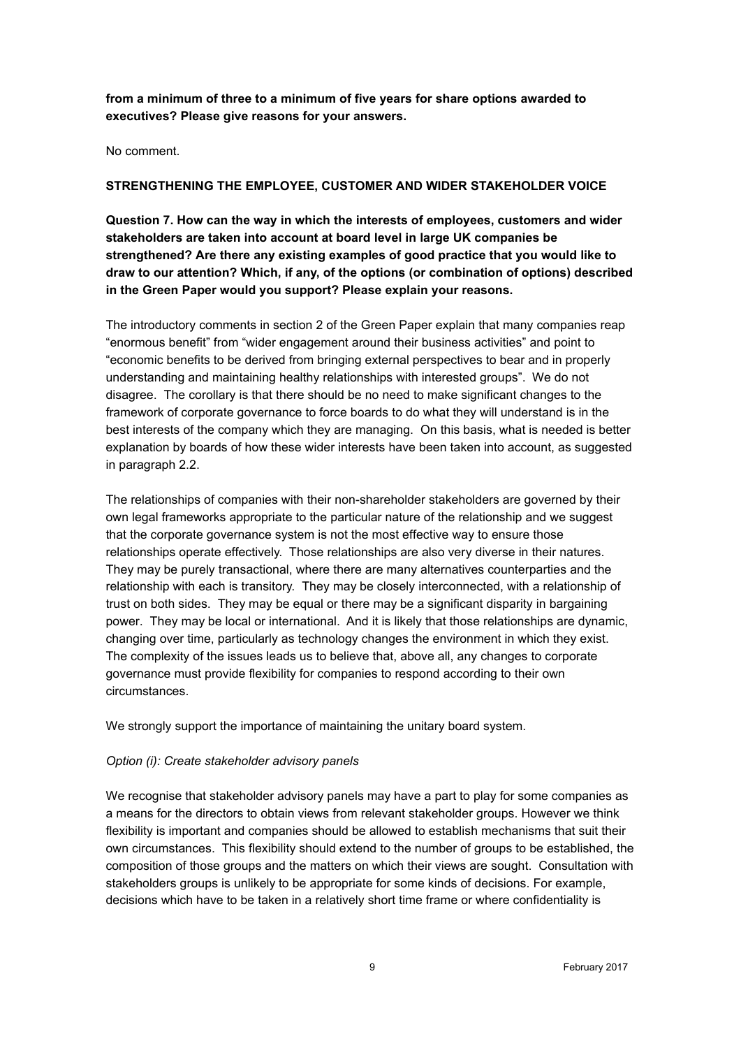**from a minimum of three to a minimum of five years for share options awarded to executives? Please give reasons for your answers.**

No comment.

## STRENGTHENING THE EMPLOYEE, CUSTOMER AND WIDER STAKEHOLDER VOICE

**Question 7. How can the way in which the interests of employees, customers and wider stakeholders are taken into account at board level in large UK companies be strengthened? Are there any existing examples of good practice that you would like to draw to our attention? Which, if any, of the options (or combination of options) described in the Green Paper would you support? Please explain your reasons.**

The introductory comments in section 2 of the Green Paper explain that many companies reap "enormous benefit" from "wider engagement around their business activities" and point to "economic benefits to be derived from bringing external perspectives to bear and in properly understanding and maintaining healthy relationships with interested groups". We do not disagree. The corollary is that there should be no need to make significant changes to the framework of corporate governance to force boards to do what they will understand is in the best interests of the company which they are managing. On this basis, what is needed is better explanation by boards of how these wider interests have been taken into account, as suggested in paragraph 2.2.

The relationships of companies with their non-shareholder stakeholders are governed by their own legal frameworks appropriate to the particular nature of the relationship and we suggest that the corporate governance system is not the most effective way to ensure those relationships operate effectively. Those relationships are also very diverse in their natures. They may be purely transactional, where there are many alternatives counterparties and the relationship with each is transitory. They may be closely interconnected, with a relationship of trust on both sides. They may be equal or there may be a significant disparity in bargaining power. They may be local or international. And it is likely that those relationships are dynamic, changing over time, particularly as technology changes the environment in which they exist. The complexity of the issues leads us to believe that, above all, any changes to corporate governance must provide flexibility for companies to respond according to their own circumstances.

We strongly support the importance of maintaining the unitary board system.

*Option (i): Create stakeholder advisory panels*

We recognise that stakeholder advisory panels may have a part to play for some companies as a means for the directors to obtain views from relevant stakeholder groups. However we think flexibility is important and companies should be allowed to establish mechanisms that suit their own circumstances. This flexibility should extend to the number of groups to be established, the composition of those groups and the matters on which their views are sought. Consultation with stakeholders groups is unlikely to be appropriate for some kinds of decisions. For example, decisions which have to be taken in a relatively short time frame or where confidentiality is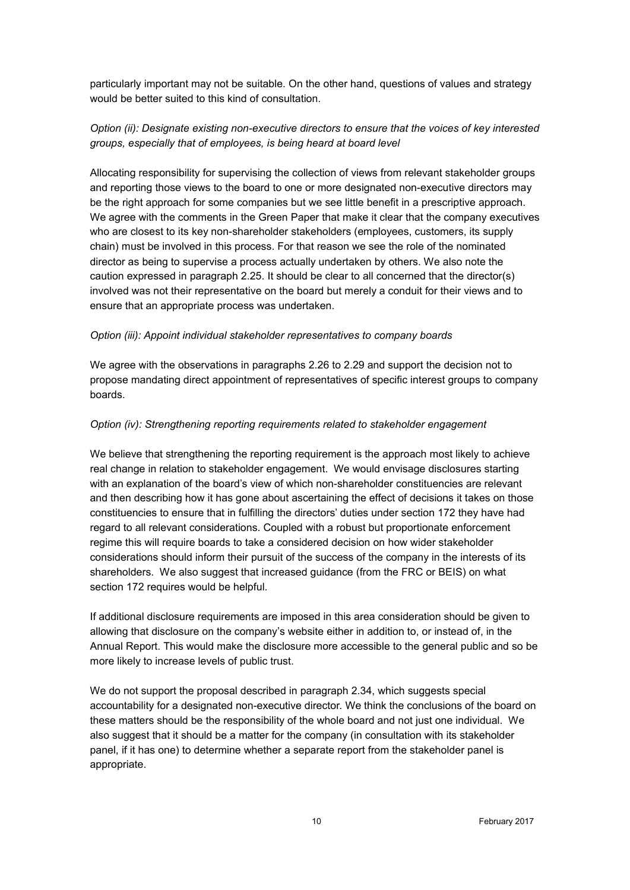particularly important may not be suitable. On the other hand, questions of values and strategy would be better suited to this kind of consultation.

*Option (ii): Designate existing non-executive directors to ensure that the voices of key interested groups, especially that of employees, is being heard at board level*

Allocating responsibility for supervising the collection of views from relevant stakeholder groups and reporting those views to the board to one or more designated non-executive directors may be the right approach for some companies but we see little benefit in a prescriptive approach. We agree with the comments in the Green Paper that make it clear that the company executives who are closest to its key non-shareholder stakeholders (employees, customers, its supply chain) must be involved in this process. For that reason we see the role of the nominated director as being to supervise a process actually undertaken by others. We also note the caution expressed in paragraph 2.25. It should be clear to all concerned that the director(s) involved was not their representative on the board but merely a conduit for their views and to ensure that an appropriate process was undertaken.

*Option (iii): Appoint individual stakeholder representatives to company boards*

We agree with the observations in paragraphs 2.26 to 2.29 and support the decision not to propose mandating direct appointment of representatives of specific interest groups to company boards.

*Option (iv): Strengthening reporting requirements related to stakeholder engagement*

We believe that strengthening the reporting requirement is the approach most likely to achieve real change in relation to stakeholder engagement. We would envisage disclosures starting with an explanation of the board's view of which non-shareholder constituencies are relevant and then describing how it has gone about ascertaining the effect of decisions it takes on those constituencies to ensure that in fulfilling the directors' duties under section 172 they have had regard to all relevant considerations. Coupled with a robust but proportionate enforcement regime this will require boards to take a considered decision on how wider stakeholder considerations should inform their pursuit of the success of the company in the interests of its shareholders. We also suggest that increased guidance (from the FRC or BEIS) on what section 172 requires would be helpful.

If additional disclosure requirements are imposed in this area consideration should be given to allowing that disclosure on the company's website either in addition to, or instead of, in the Annual Report. This would make the disclosure more accessible to the general public and so be more likely to increase levels of public trust.

We do not support the proposal described in paragraph 2.34, which suggests special accountability for a designated non-executive director. We think the conclusions of the board on these matters should be the responsibility of the whole board and not just one individual. We also suggest that it should be a matter for the company (in consultation with its stakeholder panel, if it has one) to determine whether a separate report from the stakeholder panel is appropriate.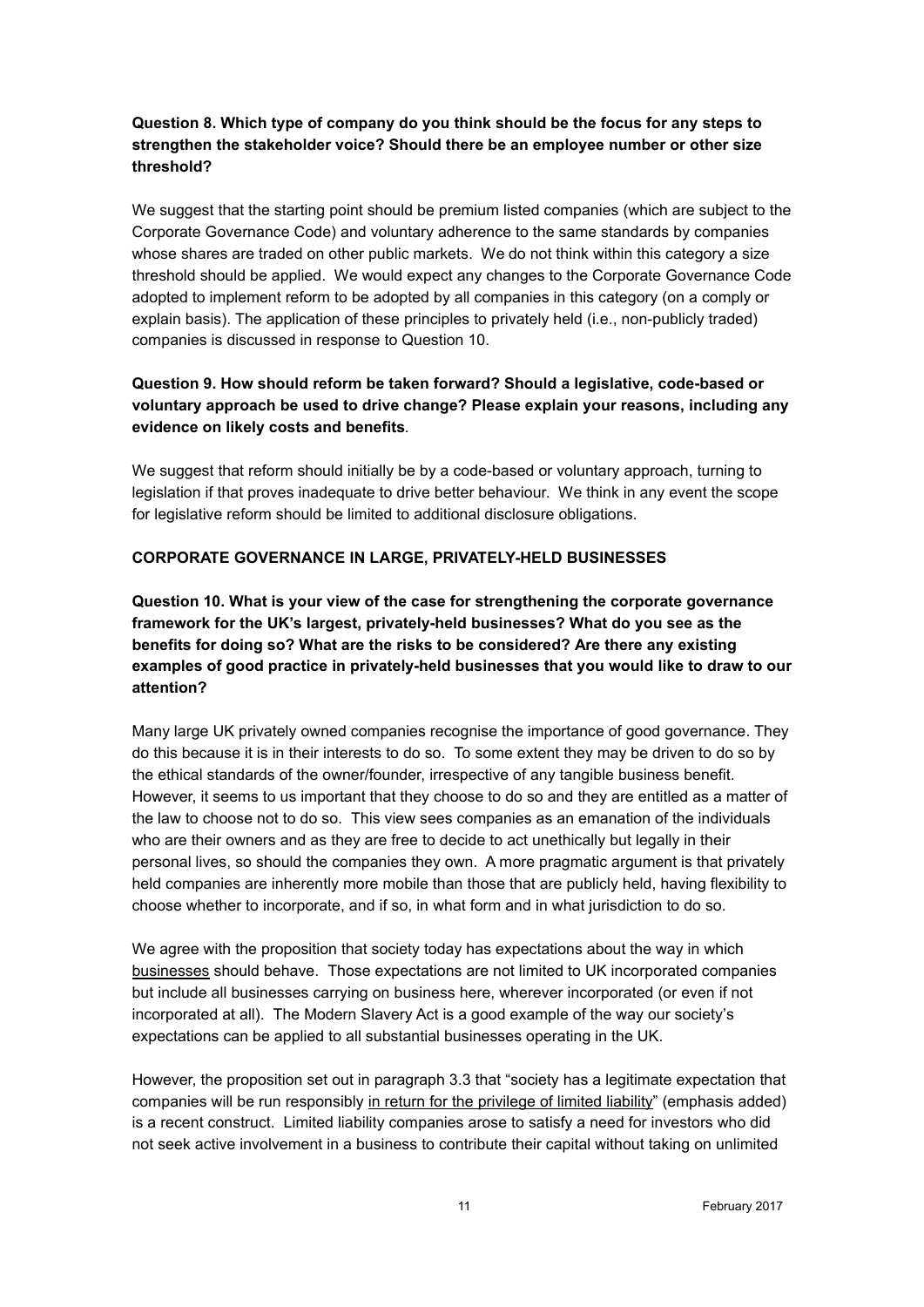**Question 8. Which type of company do you think should be the focus for any steps to strengthen the stakeholder voice? Should there be an employee number or other size threshold?**

We suggest that the starting point should be premium listed companies (which are subject to the Corporate Governance Code) and voluntary adherence to the same standards by companies whose shares are traded on other public markets. We do not think within this category a size threshold should be applied. We would expect any changes to the Corporate Governance Code adopted to implement reform to be adopted by all companies in this category (on a comply or explain basis). The application of these principles to privately held (i.e., non-publicly traded) companies is discussed in response to Question 10.

**Question 9. How should reform be taken forward? Should a legislative, code-based or voluntary approach be used to drive change? Please explain your reasons, including any evidence on likely costs and benefits**.

We suggest that reform should initially be by a code-based or voluntary approach, turning to legislation if that proves inadequate to drive better behaviour. We think in any event the scope for legislative reform should be limited to additional disclosure obligations.

**CORPORATE GOVERNANCE IN LARGE, PRIVATELY-HELD BUSINESSES**

**Question 10. What is your view of the case for strengthening the corporate governance framework for the UK's largest, privately-held businesses? What do you see as the benefits for doing so? What are the risks to be considered? Are there any existing examples of good practice in privately-held businesses that you would like to draw to our attention?**

Many large UK privately owned companies recognise the importance of good governance. They do this because it is in their interests to do so. To some extent they may be driven to do so by the ethical standards of the owner/founder, irrespective of any tangible business benefit. However, it seems to us important that they choose to do so and they are entitled as a matter of the law to choose not to do so. This view sees companies as an emanation of the individuals who are their owners and as they are free to decide to act unethically but legally in their personal lives, so should the companies they own. A more pragmatic argument is that privately held companies are inherently more mobile than those that are publicly held, having flexibility to choose whether to incorporate, and if so, in what form and in what jurisdiction to do so.

We agree with the proposition that society today has expectations about the way in which <u>businesses</u> should behave. Those expectations are not limited to UK incorporated companies but include all businesses carrying on business here, wherever incorporated (or even if not incorporated at all). The Modern Slavery Act is a good example of the way our society's expectations can be applied to all substantial businesses operating in the UK.

However, the proposition set out in paragraph 3.3 that "society has a legitimate expectation that companies will be run responsibly <u>in return for the privilege of limited liability</u>" (emphasis added) is a recent construct. Limited liability companies arose to satisfy a need for investors who did not seek active involvement in a business to contribute their capital without taking on unlimited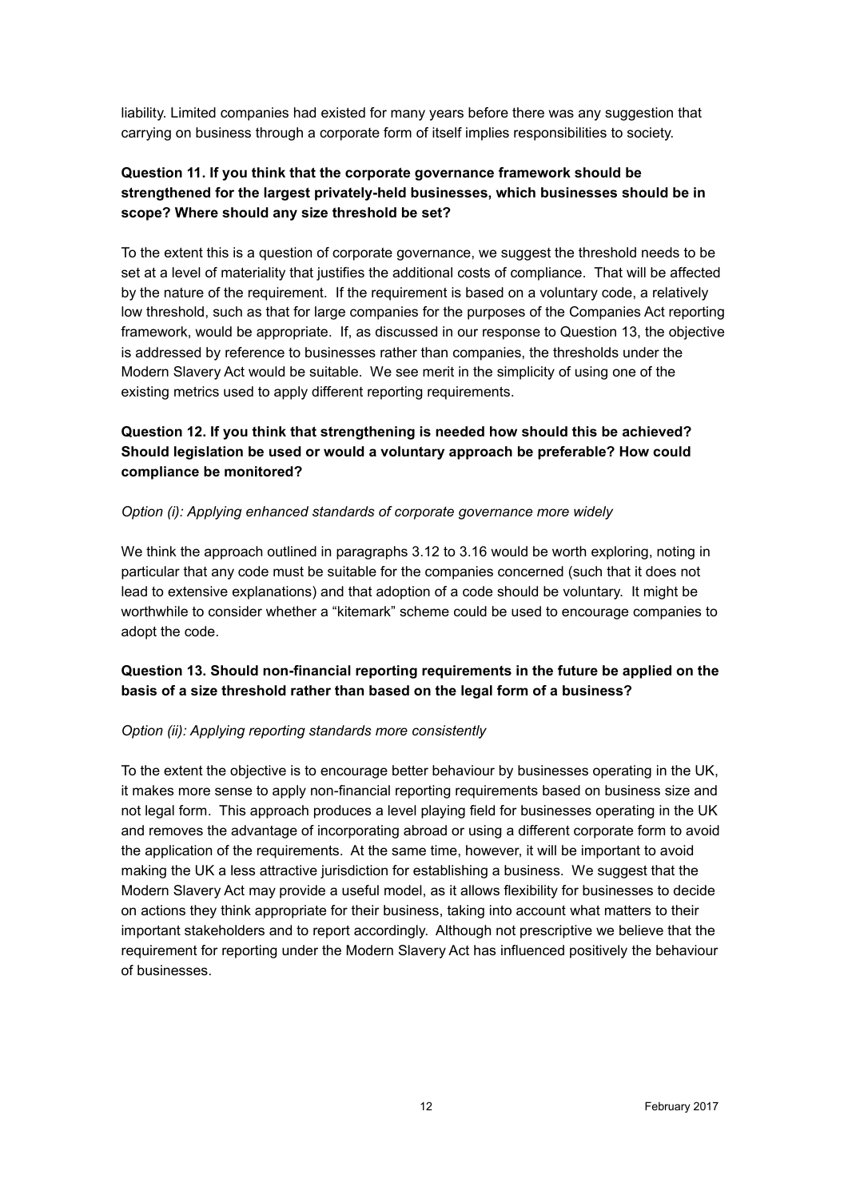liability. Limited companies had existed for many years before there was any suggestion that carrying on business through a corporate form of itself implies responsibilities to society.

**Question 11. If you think that the corporate governance framework should be strengthened for the largest privately-held businesses, which businesses should be in scope? Where should any size threshold be set?**

To the extent this is a question of corporate governance, we suggest the threshold needs to be set at a level of materiality that justifies the additional costs of compliance. That will be affected by the nature of the requirement. If the requirement is based on a voluntary code, a relatively low threshold, such as that for large companies for the purposes of the Companies Act reporting framework, would be appropriate. If, as discussed in our response to Question 13, the objective is addressed by reference to businesses rather than companies, the thresholds under the Modern Slavery Act would be suitable. We see merit in the simplicity of using one of the existing metrics used to apply different reporting requirements.

**Question 12. If you think that strengthening is needed how should this be achieved? Should legislation be used or would a voluntary approach be preferable? How could compliance be monitored?**

*Option (i): Applying enhanced standards of corporate governance more widely*

We think the approach outlined in paragraphs 3.12 to 3.16 would be worth exploring, noting in particular that any code must be suitable for the companies concerned (such that it does not lead to extensive explanations) and that adoption of a code should be voluntary. It might be worthwhile to consider whether a "kitemark" scheme could be used to encourage companies to adopt the code.

**Question 13. Should non-financial reporting requirements in the future be applied on the basis of a size threshold rather than based on the legal form of a business?**

*Option (ii): Applying reporting standards more consistently*

To the extent the objective is to encourage better behaviour by businesses operating in the UK, it makes more sense to apply non-financial reporting requirements based on business size and not legal form. This approach produces a level playing field for businesses operating in the UK and removes the advantage of incorporating abroad or using a different corporate form to avoid the application of the requirements. At the same time, however, it will be important to avoid making the UK a less attractive jurisdiction for establishing a business. We suggest that the Modern Slavery Act may provide a useful model, as it allows flexibility for businesses to decide on actions they think appropriate for their business, taking into account what matters to their important stakeholders and to report accordingly. Although not prescriptive we believe that the requirement for reporting under the Modern Slavery Act has influenced positively the behaviour of businesses.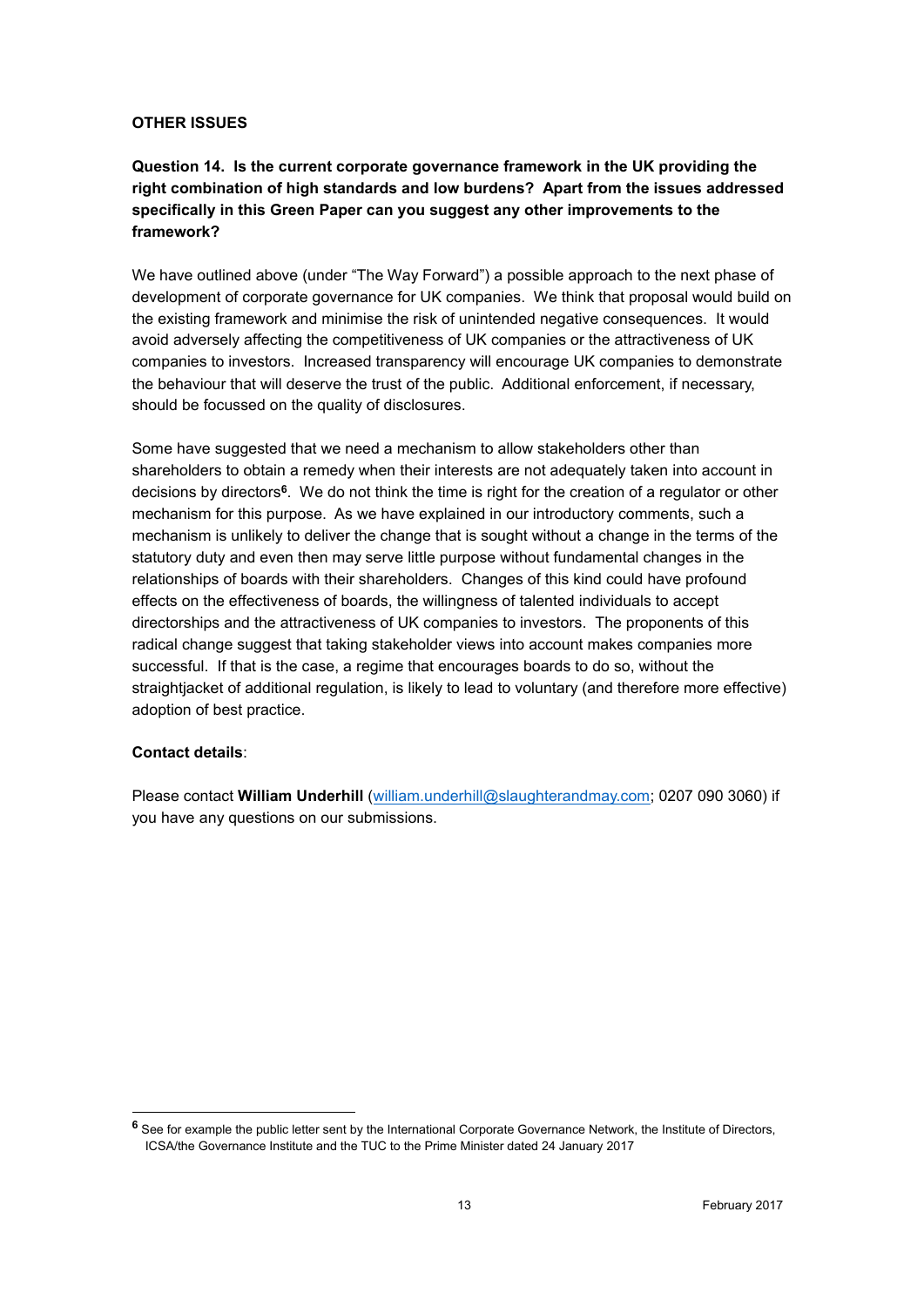## OTHER ISSUES

**Question 14. Is the current corporate governance framework in the UK providing the right combination of high standards and low burdens? Apart from the issues addressed specifically in this Green Paper can you suggest any other improvements to the framework?**

We have outlined above (under "The Way Forward") a possible approach to the next phase of development of corporate governance for UK companies. We think that proposal would build on the existing framework and minimise the risk of unintended negative consequences. It would avoid adversely affecting the competitiveness of UK companies or the attractiveness of UK companies to investors. Increased transparency will encourage UK companies to demonstrate the behaviour that will deserve the trust of the public. Additional enforcement, if necessary, should be focussed on the quality of disclosures.

Some have suggested that we need a mechanism to allow stakeholders other than shareholders to obtain a remedy when their interests are not adequately taken into account in decisions by directors[6]. We do not think the time is right for the creation of a regulator or other mechanism for this purpose. As we have explained in our introductory comments, such a mechanism is unlikely to deliver the change that is sought without a change in the terms of the statutory duty and even then may serve little purpose without fundamental changes in the relationships of boards with their shareholders. Changes of this kind could have profound effects on the effectiveness of boards, the willingness of talented individuals to accept directorships and the attractiveness of UK companies to investors. The proponents of this radical change suggest that taking stakeholder views into account makes companies more successful. If that is the case, a regime that encourages boards to do so, without the straightjacket of additional regulation, is likely to lead to voluntary (and therefore more effective) adoption of best practice.

**Contact details**:

Please contact **William Underhill** (william.underhill@slaughterandmay.com; 0207 090 3060) if you have any questions on our submissions.

---

[6] See for example the public letter sent by the International Corporate Governance Network, the Institute of Directors, ICSA/the Governance Institute and the TUC to the Prime Minister dated 24 January 2017